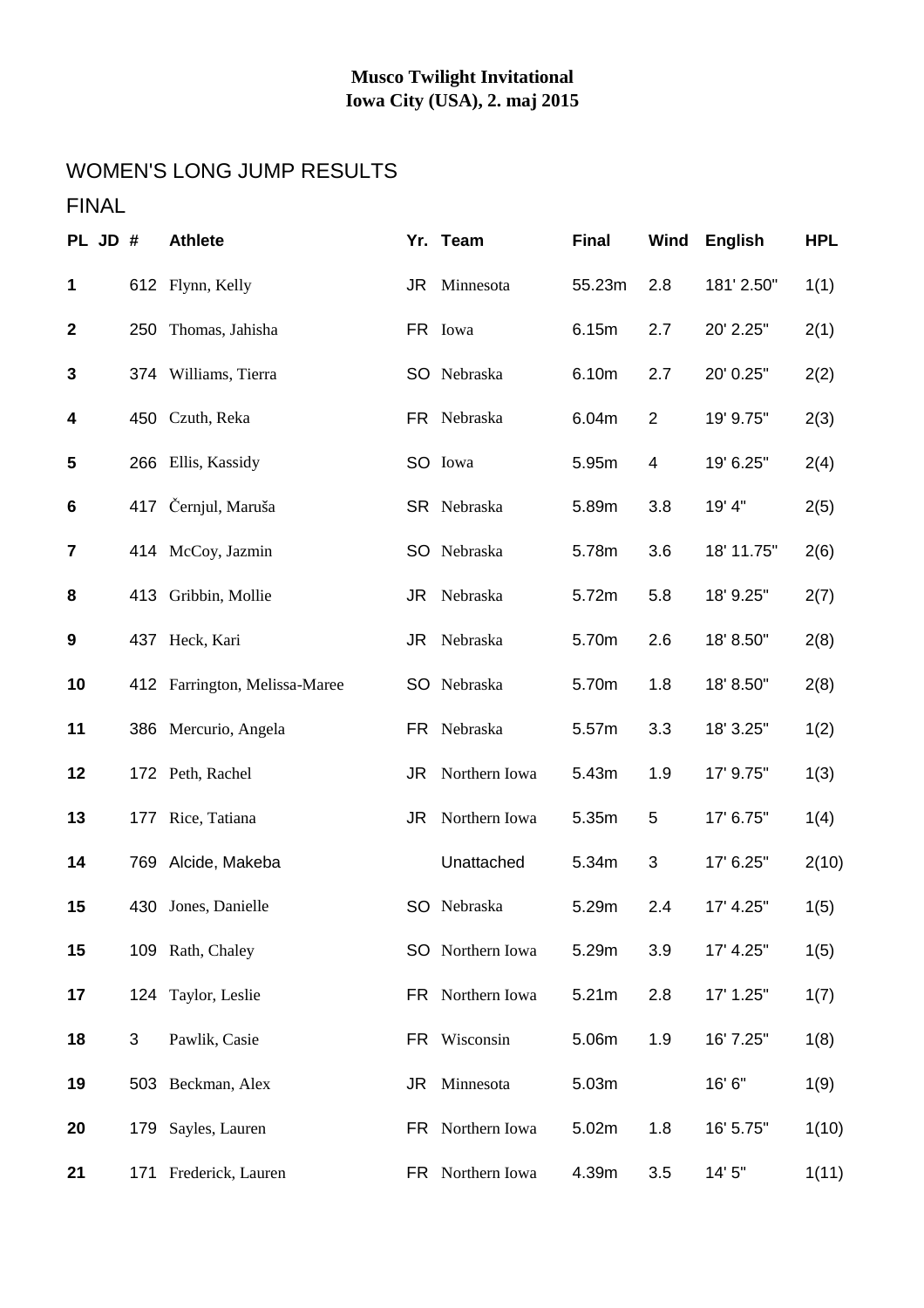**Musco Twilight Invitational**
**Iowa City (USA), 2. maj 2015**

## WOMEN'S LONG JUMP RESULTS

### FINAL

| PL | JD | # | Athlete | Yr. | Team | Final | Wind | English | HPL |
|---|---|---|---|---|---|---|---|---|---|
| 1 | | 612 | Flynn, Kelly | JR | Minnesota | 55.23m | 2.8 | 181' 2.50" | 1(1) |
| 2 | | 250 | Thomas, Jahisha | FR | Iowa | 6.15m | 2.7 | 20' 2.25" | 2(1) |
| 3 | | 374 | Williams, Tierra | SO | Nebraska | 6.10m | 2.7 | 20' 0.25" | 2(2) |
| 4 | | 450 | Czuth, Reka | FR | Nebraska | 6.04m | 2 | 19' 9.75" | 2(3) |
| 5 | | 266 | Ellis, Kassidy | SO | Iowa | 5.95m | 4 | 19' 6.25" | 2(4) |
| 6 | | 417 | Černjul, Maruša | SR | Nebraska | 5.89m | 3.8 | 19' 4" | 2(5) |
| 7 | | 414 | McCoy, Jazmin | SO | Nebraska | 5.78m | 3.6 | 18' 11.75" | 2(6) |
| 8 | | 413 | Gribbin, Mollie | JR | Nebraska | 5.72m | 5.8 | 18' 9.25" | 2(7) |
| 9 | | 437 | Heck, Kari | JR | Nebraska | 5.70m | 2.6 | 18' 8.50" | 2(8) |
| 10 | | 412 | Farrington, Melissa-Maree | SO | Nebraska | 5.70m | 1.8 | 18' 8.50" | 2(8) |
| 11 | | 386 | Mercurio, Angela | FR | Nebraska | 5.57m | 3.3 | 18' 3.25" | 1(2) |
| 12 | | 172 | Peth, Rachel | JR | Northern Iowa | 5.43m | 1.9 | 17' 9.75" | 1(3) |
| 13 | | 177 | Rice, Tatiana | JR | Northern Iowa | 5.35m | 5 | 17' 6.75" | 1(4) |
| 14 | | 769 | Alcide, Makeba | | Unattached | 5.34m | 3 | 17' 6.25" | 2(10) |
| 15 | | 430 | Jones, Danielle | SO | Nebraska | 5.29m | 2.4 | 17' 4.25" | 1(5) |
| 15 | | 109 | Rath, Chaley | SO | Northern Iowa | 5.29m | 3.9 | 17' 4.25" | 1(5) |
| 17 | | 124 | Taylor, Leslie | FR | Northern Iowa | 5.21m | 2.8 | 17' 1.25" | 1(7) |
| 18 | | 3 | Pawlik, Casie | FR | Wisconsin | 5.06m | 1.9 | 16' 7.25" | 1(8) |
| 19 | | 503 | Beckman, Alex | JR | Minnesota | 5.03m | | 16' 6" | 1(9) |
| 20 | | 179 | Sayles, Lauren | FR | Northern Iowa | 5.02m | 1.8 | 16' 5.75" | 1(10) |
| 21 | | 171 | Frederick, Lauren | FR | Northern Iowa | 4.39m | 3.5 | 14' 5" | 1(11) |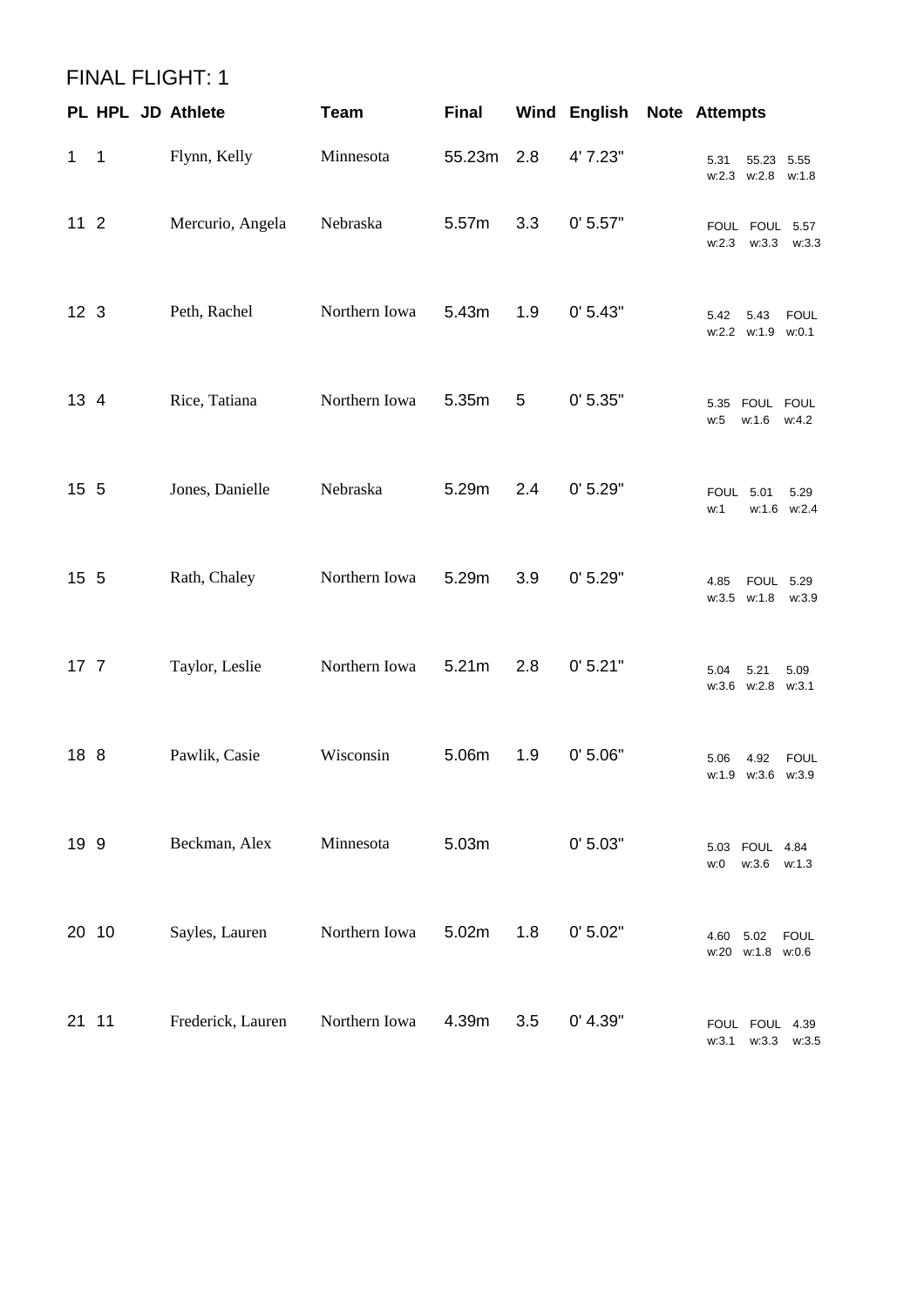## FINAL FLIGHT: 1

| PL | HPL | JD | Athlete | Team | Final | Wind | English | Note | Attempts |
|---|---|---|---|---|---|---|---|---|---|
| 1 | 1 | | Flynn, Kelly | Minnesota | 55.23m | 2.8 | 4' 7.23" | | 5.31 55.23 5.55<br>w:2.3 w:2.8 w:1.8 |
| 11 | 2 | | Mercurio, Angela | Nebraska | 5.57m | 3.3 | 0' 5.57" | | FOUL FOUL 5.57<br>w:2.3 w:3.3 w:3.3 |
| 12 | 3 | | Peth, Rachel | Northern Iowa | 5.43m | 1.9 | 0' 5.43" | | 5.42 5.43 FOUL<br>w:2.2 w:1.9 w:0.1 |
| 13 | 4 | | Rice, Tatiana | Northern Iowa | 5.35m | 5 | 0' 5.35" | | 5.35 FOUL FOUL<br>w:5 w:1.6 w:4.2 |
| 15 | 5 | | Jones, Danielle | Nebraska | 5.29m | 2.4 | 0' 5.29" | | FOUL 5.01 5.29<br>w:1 w:1.6 w:2.4 |
| 15 | 5 | | Rath, Chaley | Northern Iowa | 5.29m | 3.9 | 0' 5.29" | | 4.85 FOUL 5.29<br>w:3.5 w:1.8 w:3.9 |
| 17 | 7 | | Taylor, Leslie | Northern Iowa | 5.21m | 2.8 | 0' 5.21" | | 5.04 5.21 5.09<br>w:3.6 w:2.8 w:3.1 |
| 18 | 8 | | Pawlik, Casie | Wisconsin | 5.06m | 1.9 | 0' 5.06" | | 5.06 4.92 FOUL<br>w:1.9 w:3.6 w:3.9 |
| 19 | 9 | | Beckman, Alex | Minnesota | 5.03m | | 0' 5.03" | | 5.03 FOUL 4.84<br>w:0 w:3.6 w:1.3 |
| 20 | 10 | | Sayles, Lauren | Northern Iowa | 5.02m | 1.8 | 0' 5.02" | | 4.60 5.02 FOUL<br>w:20 w:1.8 w:0.6 |
| 21 | 11 | | Frederick, Lauren | Northern Iowa | 4.39m | 3.5 | 0' 4.39" | | FOUL FOUL 4.39<br>w:3.1 w:3.3 w:3.5 |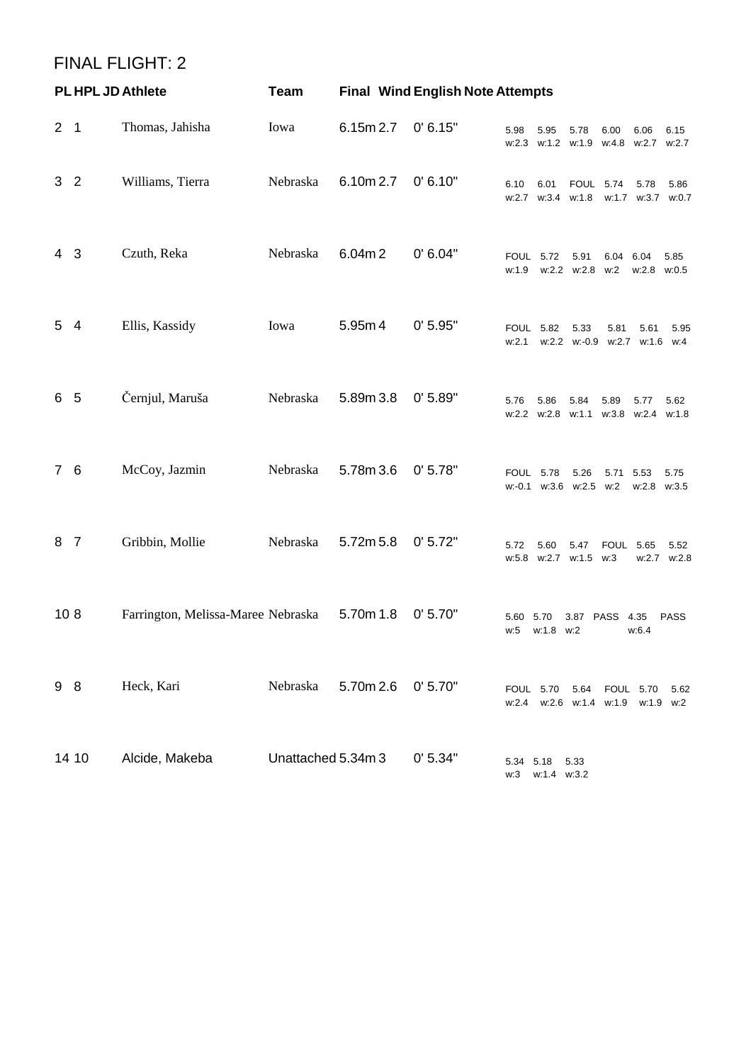## FINAL FLIGHT: 2

| PL | HPL | JD | Athlete | Team | Final | Wind | English | Note | Attempts |
|---|---|---|---|---|---|---|---|---|---|
| 2 | 1 | | Thomas, Jahisha | Iowa | 6.15m | 2.7 | 0' 6.15" | | 5.98 w:2.3, 5.95 w:1.2, 5.78 w:1.9, 6.00 w:4.8, 6.06 w:2.7, 6.15 w:2.7 |
| 3 | 2 | | Williams, Tierra | Nebraska | 6.10m | 2.7 | 0' 6.10" | | 6.10 w:2.7, 6.01 w:3.4, FOUL w:1.8, 5.74 w:1.7, 5.78 w:3.7, 5.86 w:0.7 |
| 4 | 3 | | Czuth, Reka | Nebraska | 6.04m | 2 | 0' 6.04" | | FOUL w:1.9, 5.72 w:2.2, 5.91 w:2.8, 6.04 w:2, 6.04 w:2.8, 5.85 w:0.5 |
| 5 | 4 | | Ellis, Kassidy | Iowa | 5.95m | 4 | 0' 5.95" | | FOUL w:2.1, 5.82 w:2.2, 5.33 w:-0.9, 5.81 w:2.7, 5.61 w:1.6, 5.95 w:4 |
| 6 | 5 | | Černjul, Maruša | Nebraska | 5.89m | 3.8 | 0' 5.89" | | 5.76 w:2.2, 5.86 w:2.8, 5.84 w:1.1, 5.89 w:3.8, 5.77 w:2.4, 5.62 w:1.8 |
| 7 | 6 | | McCoy, Jazmin | Nebraska | 5.78m | 3.6 | 0' 5.78" | | FOUL w:-0.1, 5.78 w:3.6, 5.26 w:2.5, 5.71 w:2, 5.53 w:2.8, 5.75 w:3.5 |
| 8 | 7 | | Gribbin, Mollie | Nebraska | 5.72m | 5.8 | 0' 5.72" | | 5.72 w:5.8, 5.60 w:2.7, 5.47 w:1.5, FOUL w:3, 5.65 w:2.7, 5.52 w:2.8 |
| 10 | 8 | | Farrington, Melissa-Maree | Nebraska | 5.70m | 1.8 | 0' 5.70" | | 5.60 w:5, 5.70 w:1.8, 3.87 w:2, PASS, 4.35 w:6.4, PASS |
| 9 | 8 | | Heck, Kari | Nebraska | 5.70m | 2.6 | 0' 5.70" | | FOUL w:2.4, 5.70 w:2.6, 5.64 w:1.4, FOUL w:1.9, 5.70 w:1.9, 5.62 w:2 |
| 14 | 10 | | Alcide, Makeba | Unattached | 5.34m | 3 | 0' 5.34" | | 5.34 w:3, 5.18 w:1.4, 5.33 w:3.2 |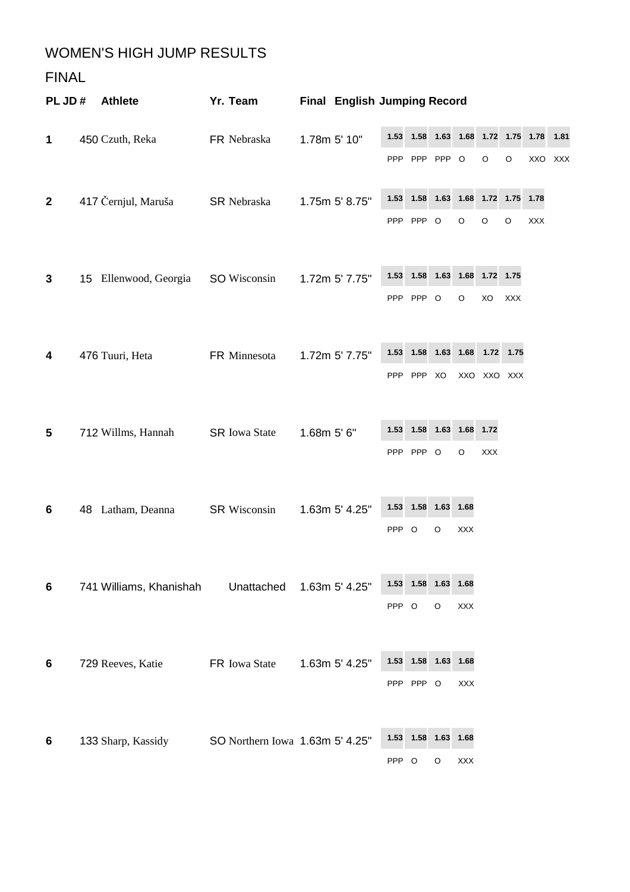# WOMEN'S HIGH JUMP RESULTS

## FINAL

| PL | JD # | Athlete | Yr. | Team | Final | English | Jumping Record |
|---|---|---|---|---|---|---|---|
| 1 | 450 | Czuth, Reka | FR | Nebraska | 1.78m | 5' 10" | 1.53 PPP, 1.58 PPP, 1.63 PPP, 1.68 O, 1.72 O, 1.75 O, 1.78 XXO, 1.81 XXX |
| 2 | 417 | Černjul, Maruša | SR | Nebraska | 1.75m | 5' 8.75" | 1.53 PPP, 1.58 PPP, 1.63 O, 1.68 O, 1.72 O, 1.75 O, 1.78 XXX |
| 3 | 15 | Ellenwood, Georgia | SO | Wisconsin | 1.72m | 5' 7.75" | 1.53 PPP, 1.58 PPP, 1.63 O, 1.68 O, 1.72 XO, 1.75 XXX |
| 4 | 476 | Tuuri, Heta | FR | Minnesota | 1.72m | 5' 7.75" | 1.53 PPP, 1.58 PPP, 1.63 XO, 1.68 XXO, 1.72 XXO, 1.75 XXX |
| 5 | 712 | Willms, Hannah | SR | Iowa State | 1.68m | 5' 6" | 1.53 PPP, 1.58 PPP, 1.63 O, 1.68 O, 1.72 XXX |
| 6 | 48 | Latham, Deanna | SR | Wisconsin | 1.63m | 5' 4.25" | 1.53 PPP, 1.58 O, 1.63 O, 1.68 XXX |
| 6 | 741 | Williams, Khanishah | | Unattached | 1.63m | 5' 4.25" | 1.53 PPP, 1.58 O, 1.63 O, 1.68 XXX |
| 6 | 729 | Reeves, Katie | FR | Iowa State | 1.63m | 5' 4.25" | 1.53 PPP, 1.58 PPP, 1.63 O, 1.68 XXX |
| 6 | 133 | Sharp, Kassidy | SO | Northern Iowa | 1.63m | 5' 4.25" | 1.53 PPP, 1.58 O, 1.63 O, 1.68 XXX |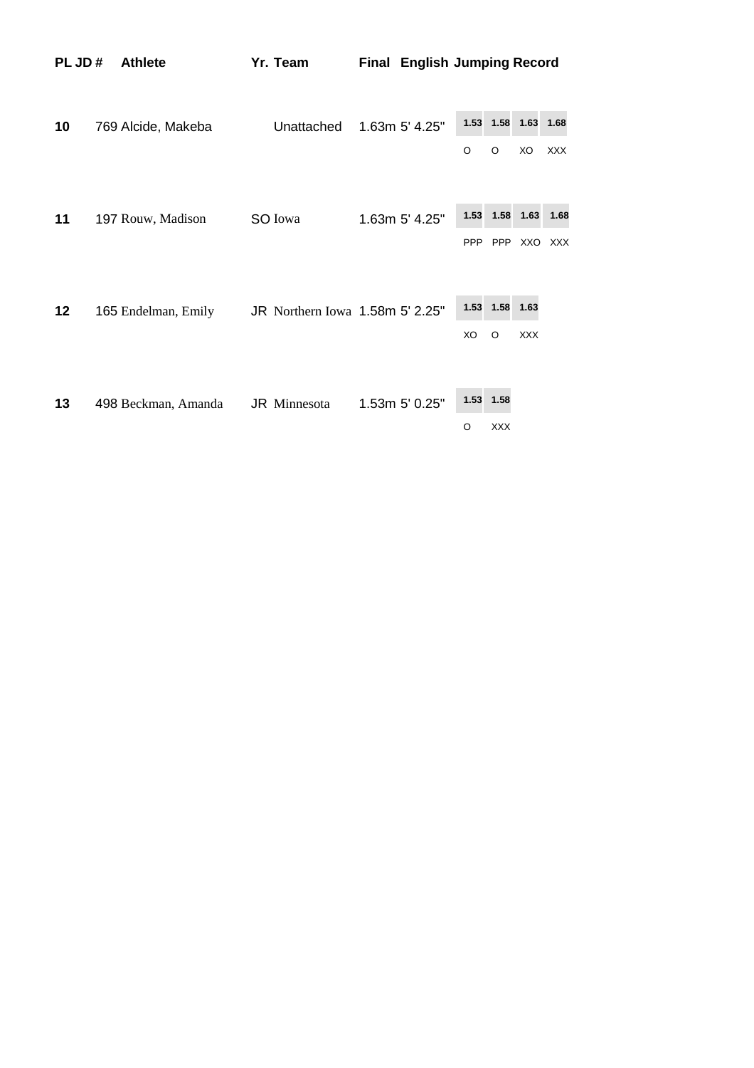| PL | JD # | Athlete | Yr. | Team | Final | English | Jumping Record | | | |
|---|---|---|---|---|---|---|---|---|---|---|
| | | | | | | | 1.53 | 1.58 | 1.63 | 1.68 |
| 10 | 769 | Alcide, Makeba | | Unattached | 1.63m | 5' 4.25" | O | O | XO | XXX |
| | | | | | | | 1.53 | 1.58 | 1.63 | 1.68 |
| 11 | 197 | Rouw, Madison | SO | Iowa | 1.63m | 5' 4.25" | PPP | PPP | XXO | XXX |
| | | | | | | | 1.53 | 1.58 | 1.63 | |
| 12 | 165 | Endelman, Emily | JR | Northern Iowa | 1.58m | 5' 2.25" | XO | O | XXX | |
| | | | | | | | 1.53 | 1.58 | | |
| 13 | 498 | Beckman, Amanda | JR | Minnesota | 1.53m | 5' 0.25" | O | XXX | | |